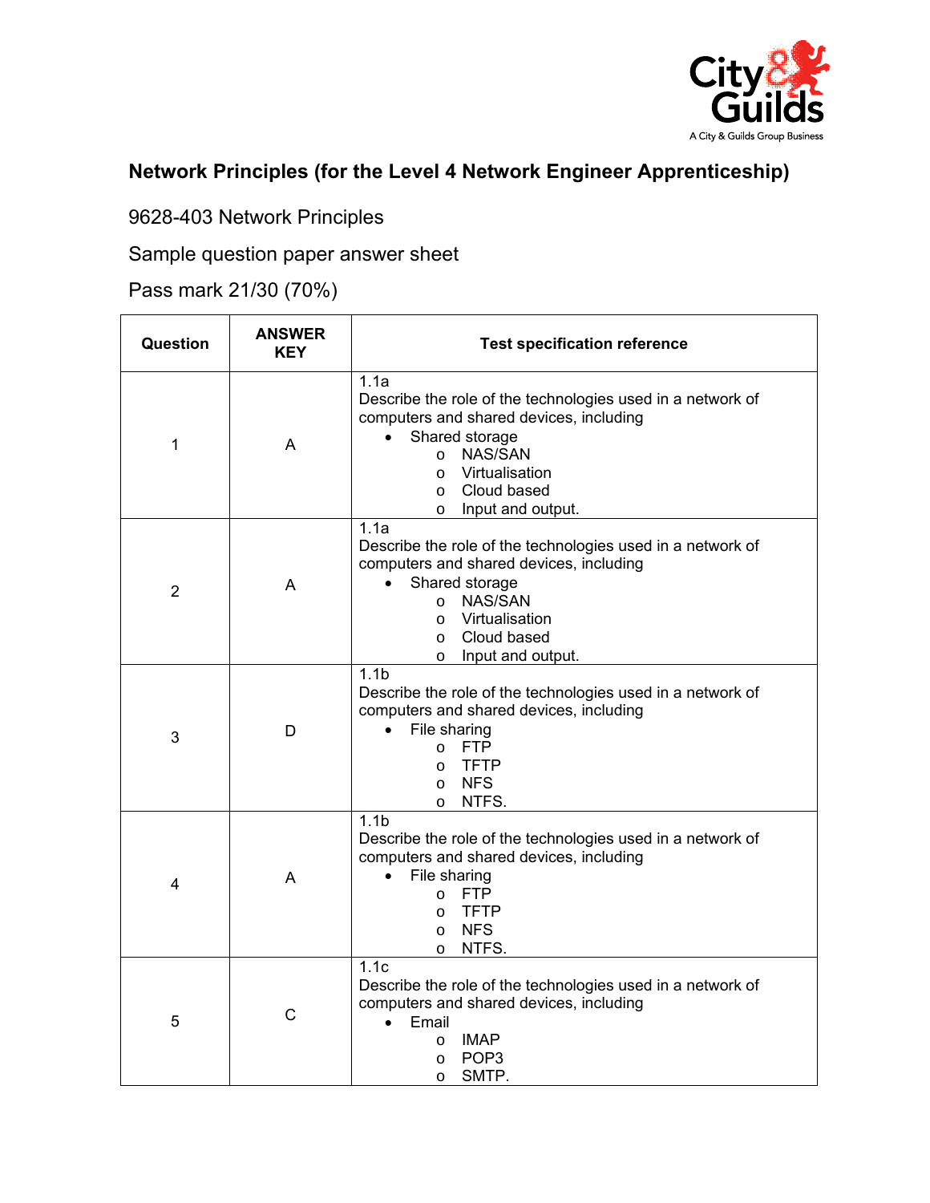## Network Principles (for the Level 4 Network Engineer Apprenticeship)

9628-403 Network Principles

Sample question paper answer sheet

Pass mark 21/30 (70%)

| Question | ANSWER KEY | Test specification reference |
|---|---|---|
| 1 | A | 1.1a<br>Describe the role of the technologies used in a network of computers and shared devices, including<br>• Shared storage<br>o NAS/SAN<br>o Virtualisation<br>o Cloud based<br>o Input and output. |
| 2 | A | 1.1a<br>Describe the role of the technologies used in a network of computers and shared devices, including<br>• Shared storage<br>o NAS/SAN<br>o Virtualisation<br>o Cloud based<br>o Input and output. |
| 3 | D | 1.1b<br>Describe the role of the technologies used in a network of computers and shared devices, including<br>• File sharing<br>o FTP<br>o TFTP<br>o NFS<br>o NTFS. |
| 4 | A | 1.1b<br>Describe the role of the technologies used in a network of computers and shared devices, including<br>• File sharing<br>o FTP<br>o TFTP<br>o NFS<br>o NTFS. |
| 5 | C | 1.1c<br>Describe the role of the technologies used in a network of computers and shared devices, including<br>• Email<br>o IMAP<br>o POP3<br>o SMTP. |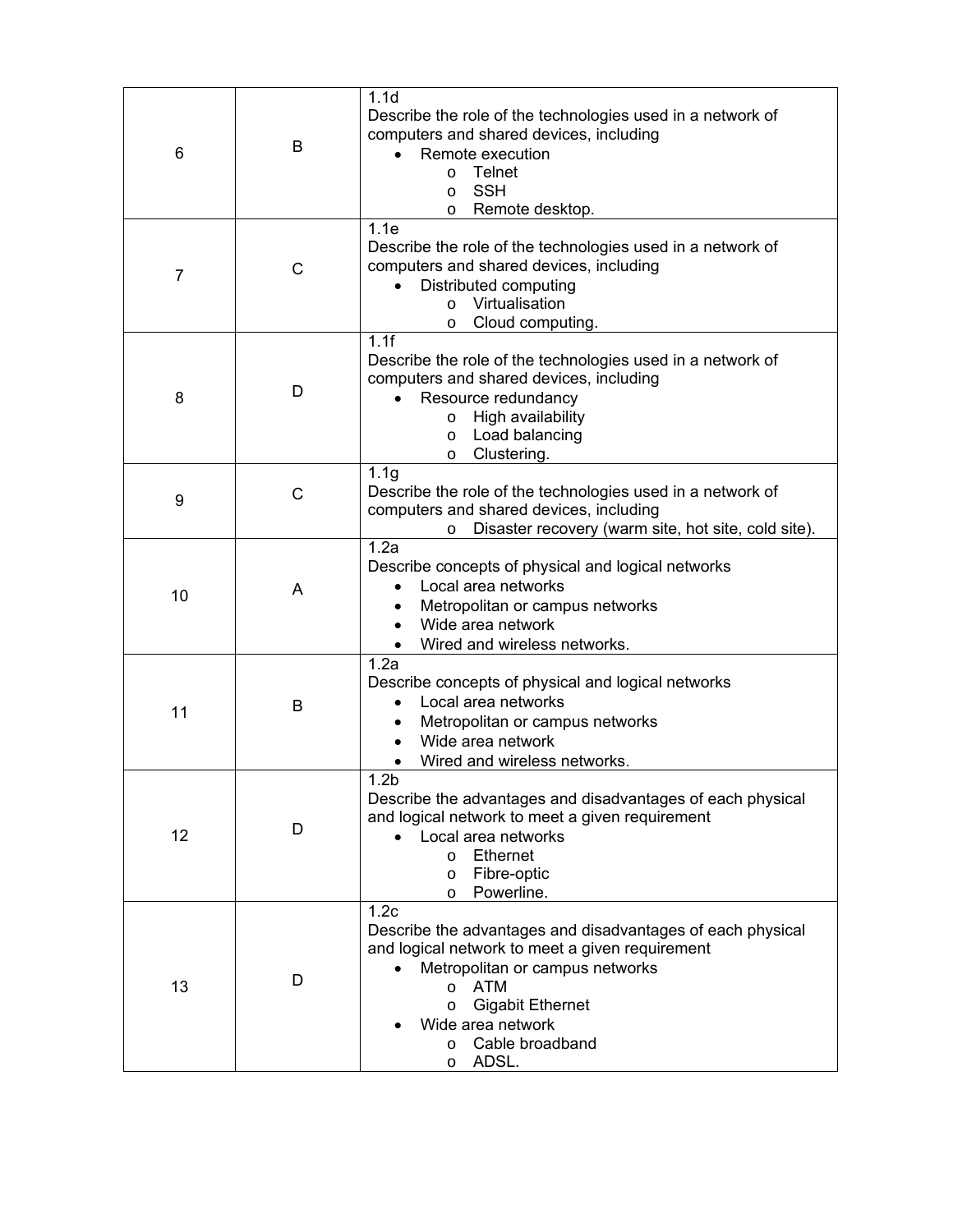| | | |
|---|---|---|
| 6 | B | 1.1d<br>Describe the role of the technologies used in a network of computers and shared devices, including<br>• Remote execution<br>  o Telnet<br>  o SSH<br>  o Remote desktop. |
| 7 | C | 1.1e<br>Describe the role of the technologies used in a network of computers and shared devices, including<br>• Distributed computing<br>  o Virtualisation<br>  o Cloud computing. |
| 8 | D | 1.1f<br>Describe the role of the technologies used in a network of computers and shared devices, including<br>• Resource redundancy<br>  o High availability<br>  o Load balancing<br>  o Clustering. |
| 9 | C | 1.1g<br>Describe the role of the technologies used in a network of computers and shared devices, including<br>  o Disaster recovery (warm site, hot site, cold site). |
| 10 | A | 1.2a<br>Describe concepts of physical and logical networks<br>• Local area networks<br>• Metropolitan or campus networks<br>• Wide area network<br>• Wired and wireless networks. |
| 11 | B | 1.2a<br>Describe concepts of physical and logical networks<br>• Local area networks<br>• Metropolitan or campus networks<br>• Wide area network<br>• Wired and wireless networks. |
| 12 | D | 1.2b<br>Describe the advantages and disadvantages of each physical and logical network to meet a given requirement<br>• Local area networks<br>  o Ethernet<br>  o Fibre-optic<br>  o Powerline. |
| 13 | D | 1.2c<br>Describe the advantages and disadvantages of each physical and logical network to meet a given requirement<br>• Metropolitan or campus networks<br>  o ATM<br>  o Gigabit Ethernet<br>• Wide area network<br>  o Cable broadband<br>  o ADSL. |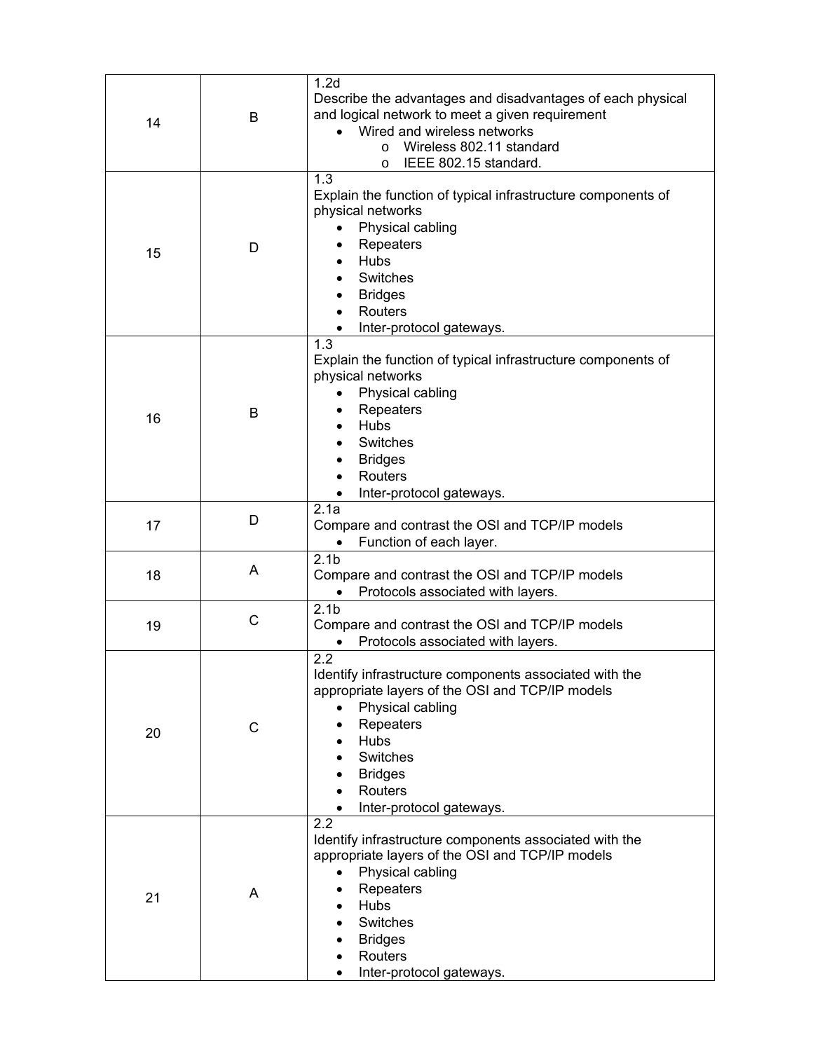| | | |
|---|---|---|
| 14 | B | 1.2d<br>Describe the advantages and disadvantages of each physical and logical network to meet a given requirement<br>• Wired and wireless networks<br>  o Wireless 802.11 standard<br>  o IEEE 802.15 standard. |
| 15 | D | 1.3<br>Explain the function of typical infrastructure components of physical networks<br>• Physical cabling<br>• Repeaters<br>• Hubs<br>• Switches<br>• Bridges<br>• Routers<br>• Inter-protocol gateways. |
| 16 | B | 1.3<br>Explain the function of typical infrastructure components of physical networks<br>• Physical cabling<br>• Repeaters<br>• Hubs<br>• Switches<br>• Bridges<br>• Routers<br>• Inter-protocol gateways. |
| 17 | D | 2.1a<br>Compare and contrast the OSI and TCP/IP models<br>• Function of each layer. |
| 18 | A | 2.1b<br>Compare and contrast the OSI and TCP/IP models<br>• Protocols associated with layers. |
| 19 | C | 2.1b<br>Compare and contrast the OSI and TCP/IP models<br>• Protocols associated with layers. |
| 20 | C | 2.2<br>Identify infrastructure components associated with the appropriate layers of the OSI and TCP/IP models<br>• Physical cabling<br>• Repeaters<br>• Hubs<br>• Switches<br>• Bridges<br>• Routers<br>• Inter-protocol gateways. |
| 21 | A | 2.2<br>Identify infrastructure components associated with the appropriate layers of the OSI and TCP/IP models<br>• Physical cabling<br>• Repeaters<br>• Hubs<br>• Switches<br>• Bridges<br>• Routers<br>• Inter-protocol gateways. |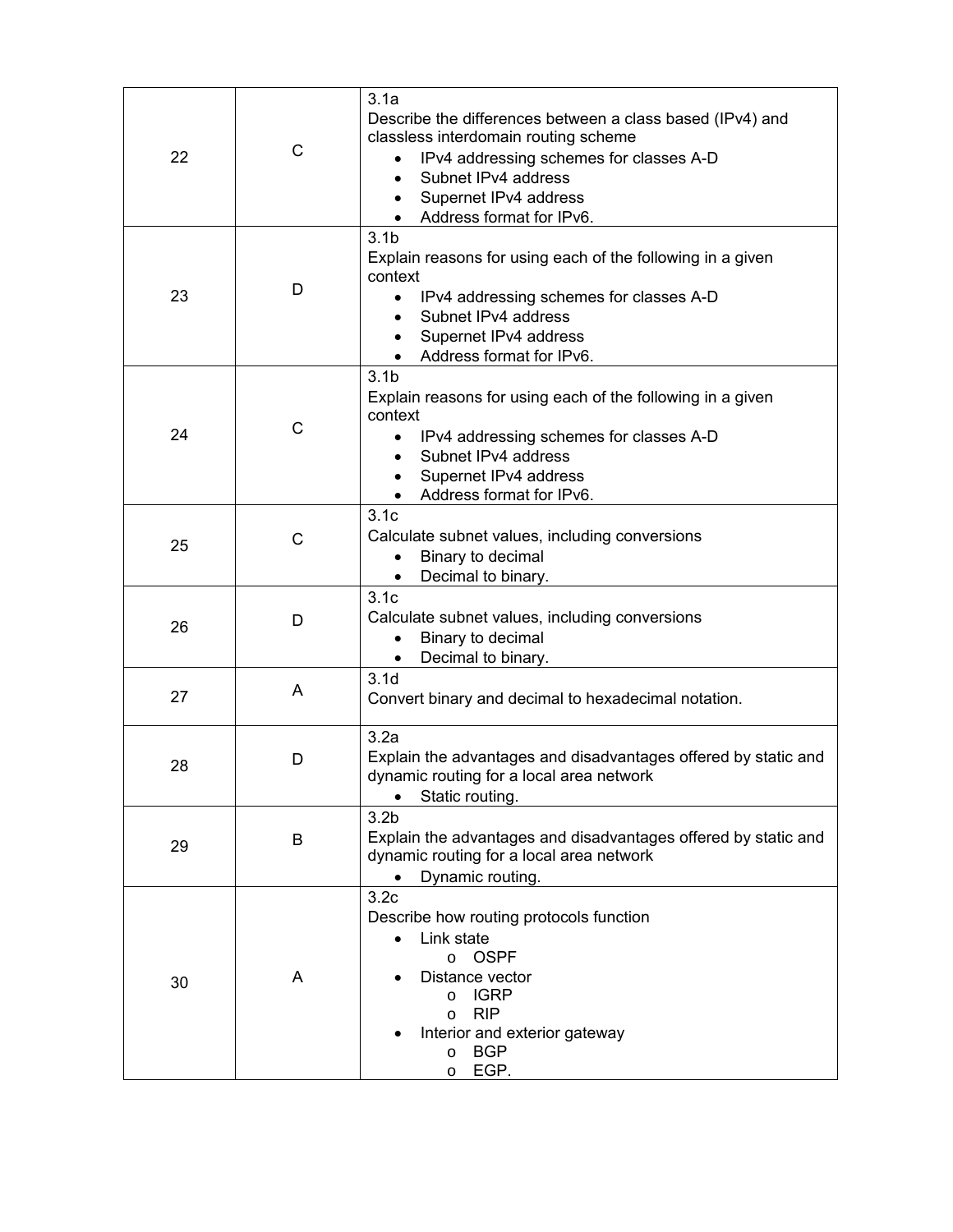| | | |
|---|---|---|
| 22 | C | 3.1a<br>Describe the differences between a class based (IPv4) and classless interdomain routing scheme<br>• IPv4 addressing schemes for classes A-D<br>• Subnet IPv4 address<br>• Supernet IPv4 address<br>• Address format for IPv6. |
| 23 | D | 3.1b<br>Explain reasons for using each of the following in a given context<br>• IPv4 addressing schemes for classes A-D<br>• Subnet IPv4 address<br>• Supernet IPv4 address<br>• Address format for IPv6. |
| 24 | C | 3.1b<br>Explain reasons for using each of the following in a given context<br>• IPv4 addressing schemes for classes A-D<br>• Subnet IPv4 address<br>• Supernet IPv4 address<br>• Address format for IPv6. |
| 25 | C | 3.1c<br>Calculate subnet values, including conversions<br>• Binary to decimal<br>• Decimal to binary. |
| 26 | D | 3.1c<br>Calculate subnet values, including conversions<br>• Binary to decimal<br>• Decimal to binary. |
| 27 | A | 3.1d<br>Convert binary and decimal to hexadecimal notation. |
| 28 | D | 3.2a<br>Explain the advantages and disadvantages offered by static and dynamic routing for a local area network<br>• Static routing. |
| 29 | B | 3.2b<br>Explain the advantages and disadvantages offered by static and dynamic routing for a local area network<br>• Dynamic routing. |
| 30 | A | 3.2c<br>Describe how routing protocols function<br>• Link state<br>  o OSPF<br>• Distance vector<br>  o IGRP<br>  o RIP<br>• Interior and exterior gateway<br>  o BGP<br>  o EGP. |